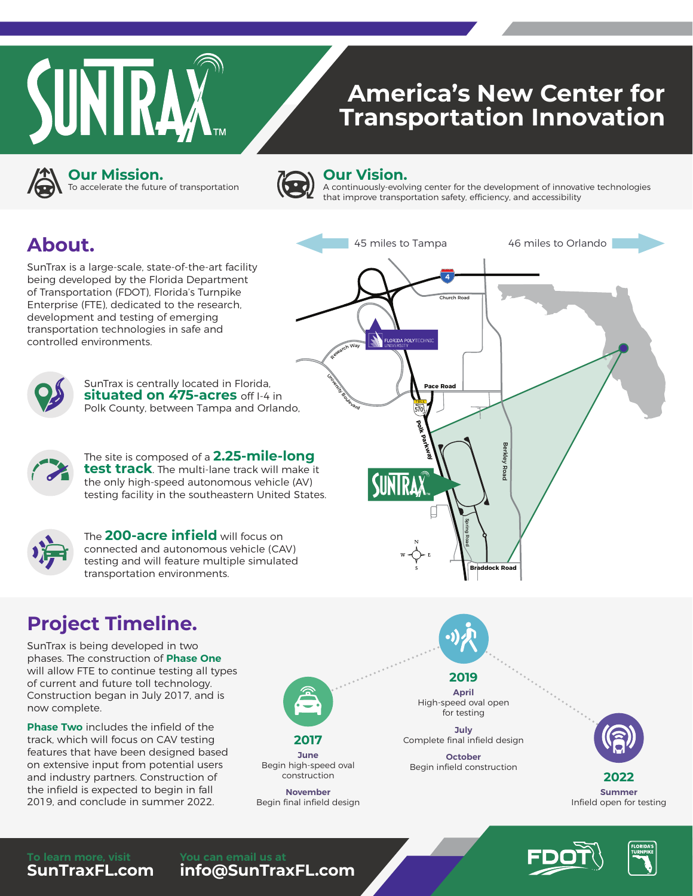# SUNTRAX™

## America's New Center for Transportation Innovation

### Our Mission.
To accelerate the future of transportation

### Our Vision.
A continuously-evolving center for the development of innovative technologies that improve transportation safety, efficiency, and accessibility

## About.

SunTrax is a large-scale, state-of-the-art facility being developed by the Florida Department of Transportation (FDOT), Florida's Turnpike Enterprise (FTE), dedicated to the research, development and testing of emerging transportation technologies in safe and controlled environments.

SunTrax is centrally located in Florida, **situated on 475-acres** off I-4 in Polk County, between Tampa and Orlando.

The site is composed of a **2.25-mile-long test track**. The multi-lane track will make it the only high-speed autonomous vehicle (AV) testing facility in the southeastern United States.

The **200-acre infield** will focus on connected and autonomous vehicle (CAV) testing and will feature multiple simulated transportation environments.

45 miles to Tampa

46 miles to Orlando

## Project Timeline.

SunTrax is being developed in two phases. The construction of **Phase One** will allow FTE to continue testing all types of current and future toll technology. Construction began in July 2017, and is now complete.

**Phase Two** includes the infield of the track, which will focus on CAV testing features that have been designed based on extensive input from potential users and industry partners. Construction of the infield is expected to begin in fall 2019, and conclude in summer 2022.

**2017**

- **June** – Begin high-speed oval construction
- **November** – Begin final infield design

**2019**

- **April** – High-speed oval open for testing
- **July** – Complete final infield design
- **October** – Begin infield construction

**2022**

- **Summer** – Infield open for testing

To learn more, visit **SunTraxFL.com**

You can email us at **info@SunTraxFL.com**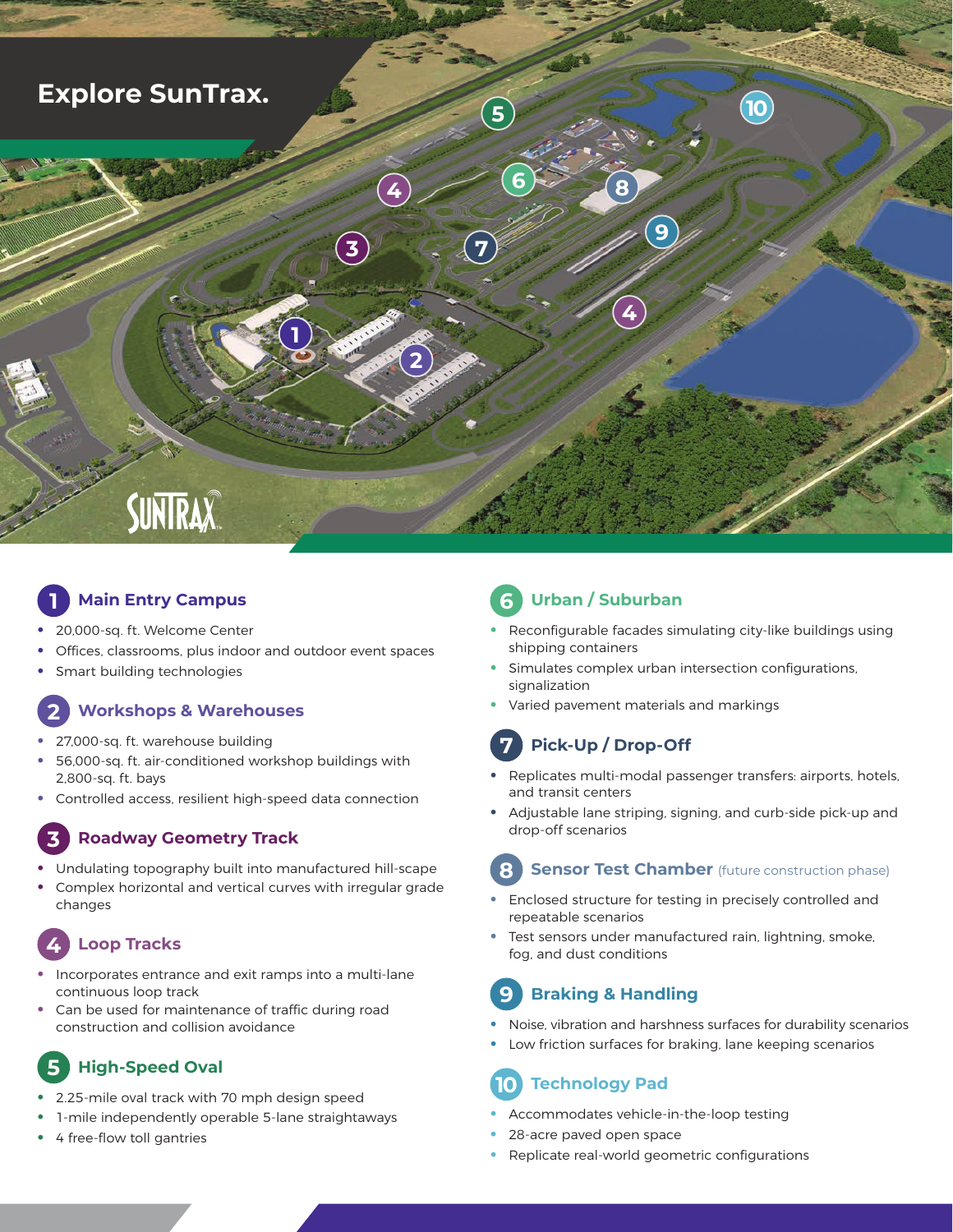# Explore SunTrax.

## 1 Main Entry Campus

- 20,000-sq. ft. Welcome Center
- Offices, classrooms, plus indoor and outdoor event spaces
- Smart building technologies

## 2 Workshops & Warehouses

- 27,000-sq. ft. warehouse building
- 56,000-sq. ft. air-conditioned workshop buildings with 2,800-sq. ft. bays
- Controlled access, resilient high-speed data connection

## 3 Roadway Geometry Track

- Undulating topography built into manufactured hill-scape
- Complex horizontal and vertical curves with irregular grade changes

## 4 Loop Tracks

- Incorporates entrance and exit ramps into a multi-lane continuous loop track
- Can be used for maintenance of traffic during road construction and collision avoidance

## 5 High-Speed Oval

- 2.25-mile oval track with 70 mph design speed
- 1-mile independently operable 5-lane straightaways
- 4 free-flow toll gantries

## 6 Urban / Suburban

- Reconfigurable facades simulating city-like buildings using shipping containers
- Simulates complex urban intersection configurations, signalization
- Varied pavement materials and markings

## 7 Pick-Up / Drop-Off

- Replicates multi-modal passenger transfers: airports, hotels, and transit centers
- Adjustable lane striping, signing, and curb-side pick-up and drop-off scenarios

## 8 Sensor Test Chamber (future construction phase)

- Enclosed structure for testing in precisely controlled and repeatable scenarios
- Test sensors under manufactured rain, lightning, smoke, fog, and dust conditions

## 9 Braking & Handling

- Noise, vibration and harshness surfaces for durability scenarios
- Low friction surfaces for braking, lane keeping scenarios

## 10 Technology Pad

- Accommodates vehicle-in-the-loop testing
- 28-acre paved open space
- Replicate real-world geometric configurations